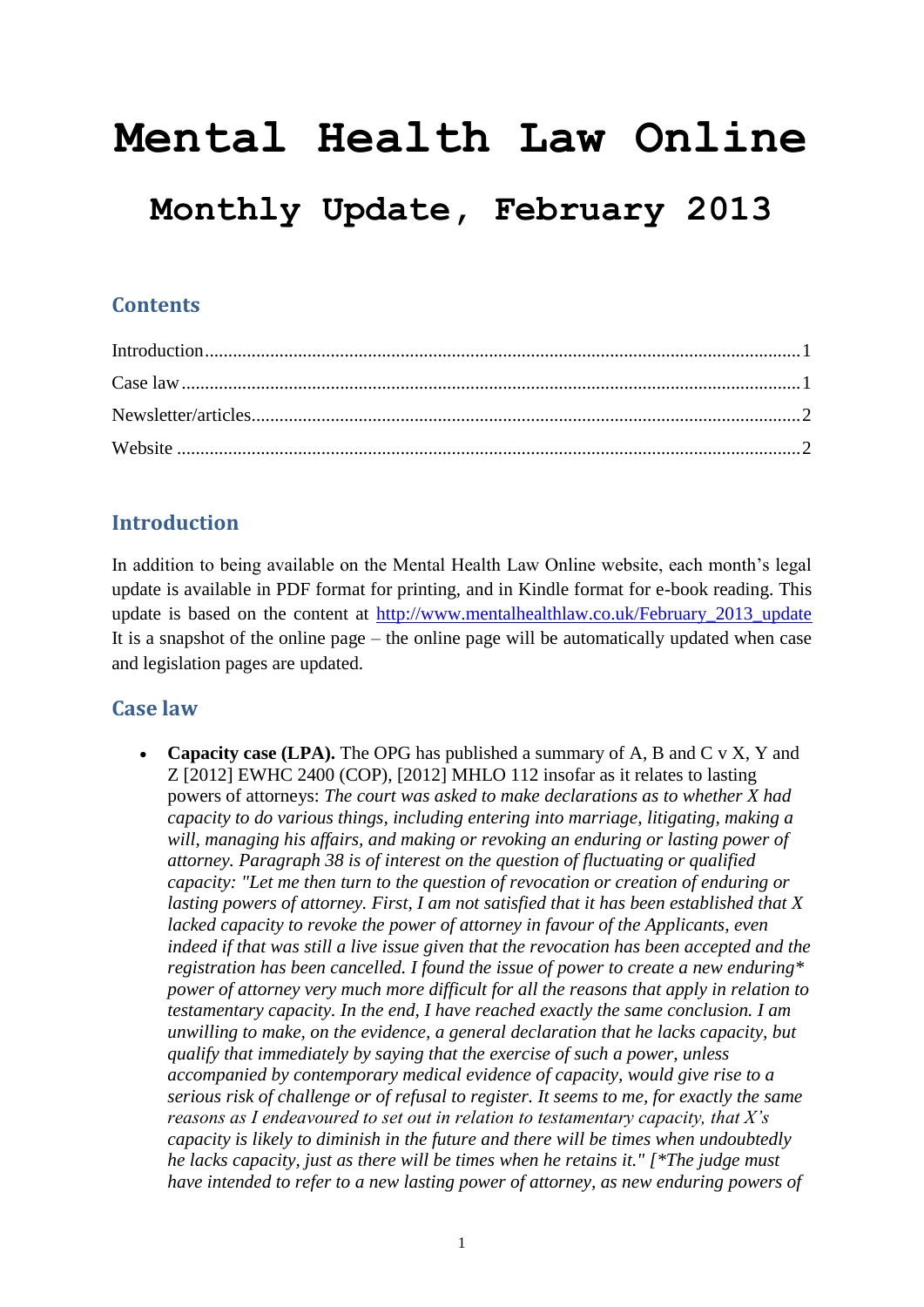# Mental Health Law Online

## Monthly Update, February 2013

### Contents

Introduction.....1
Case law.....1
Newsletter/articles.....2
Website.....2

### Introduction

In addition to being available on the Mental Health Law Online website, each month's legal update is available in PDF format for printing, and in Kindle format for e-book reading. This update is based on the content at http://www.mentalhealthlaw.co.uk/February_2013_update It is a snapshot of the online page – the online page will be automatically updated when case and legislation pages are updated.

### Case law

- **Capacity case (LPA).** The OPG has published a summary of A, B and C v X, Y and Z [2012] EWHC 2400 (COP), [2012] MHLO 112 insofar as it relates to lasting powers of attorneys: *The court was asked to make declarations as to whether X had capacity to do various things, including entering into marriage, litigating, making a will, managing his affairs, and making or revoking an enduring or lasting power of attorney. Paragraph 38 is of interest on the question of fluctuating or qualified capacity: "Let me then turn to the question of revocation or creation of enduring or lasting powers of attorney. First, I am not satisfied that it has been established that X lacked capacity to revoke the power of attorney in favour of the Applicants, even indeed if that was still a live issue given that the revocation has been accepted and the registration has been cancelled. I found the issue of power to create a new enduring* power of attorney very much more difficult for all the reasons that apply in relation to testamentary capacity. In the end, I have reached exactly the same conclusion. I am unwilling to make, on the evidence, a general declaration that he lacks capacity, but qualify that immediately by saying that the exercise of such a power, unless accompanied by contemporary medical evidence of capacity, would give rise to a serious risk of challenge or of refusal to register. It seems to me, for exactly the same reasons as I endeavoured to set out in relation to testamentary capacity, that X's capacity is likely to diminish in the future and there will be times when undoubtedly he lacks capacity, just as there will be times when he retains it." [*The judge must have intended to refer to a new lasting power of attorney, as new enduring powers of*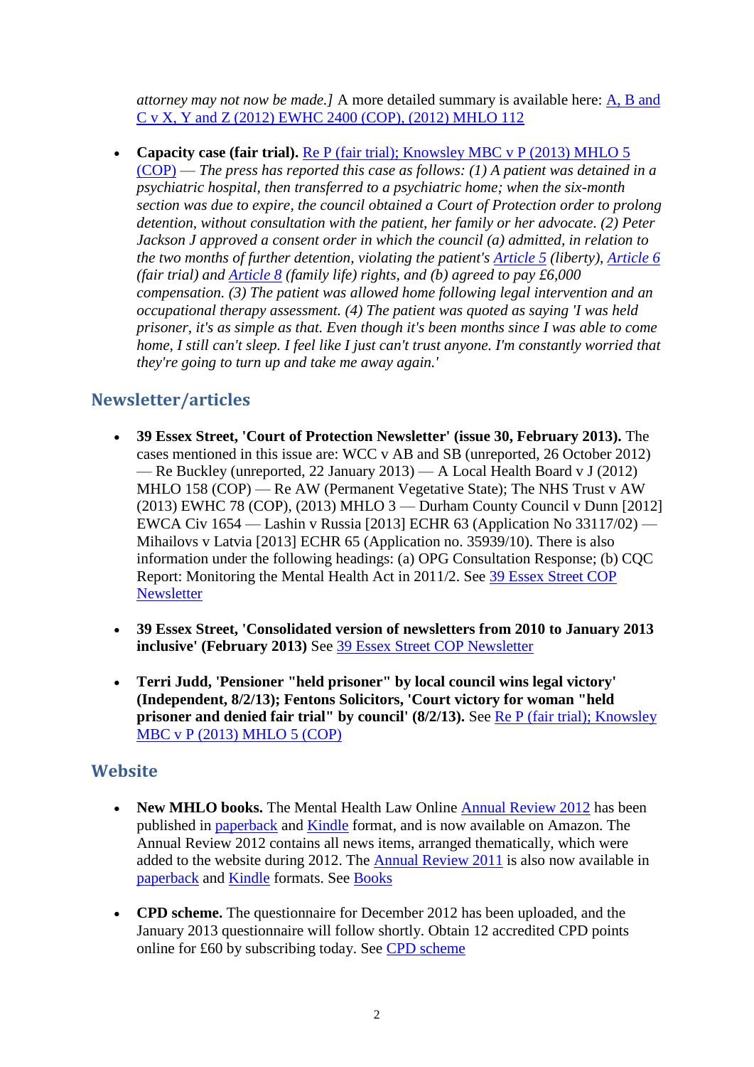*attorney may not now be made.]* A more detailed summary is available here: A, B and C v X, Y and Z (2012) EWHC 2400 (COP), (2012) MHLO 112

- **Capacity case (fair trial).** Re P (fair trial); Knowsley MBC v P (2013) MHLO 5 (COP) — *The press has reported this case as follows: (1) A patient was detained in a psychiatric hospital, then transferred to a psychiatric home; when the six-month section was due to expire, the council obtained a Court of Protection order to prolong detention, without consultation with the patient, her family or her advocate. (2) Peter Jackson J approved a consent order in which the council (a) admitted, in relation to the two months of further detention, violating the patient's Article 5 (liberty), Article 6 (fair trial) and Article 8 (family life) rights, and (b) agreed to pay £6,000 compensation. (3) The patient was allowed home following legal intervention and an occupational therapy assessment. (4) The patient was quoted as saying 'I was held prisoner, it's as simple as that. Even though it's been months since I was able to come home, I still can't sleep. I feel like I just can't trust anyone. I'm constantly worried that they're going to turn up and take me away again.'*

## Newsletter/articles

- **39 Essex Street, 'Court of Protection Newsletter' (issue 30, February 2013).** The cases mentioned in this issue are: WCC v AB and SB (unreported, 26 October 2012) — Re Buckley (unreported, 22 January 2013) — A Local Health Board v J (2012) MHLO 158 (COP) — Re AW (Permanent Vegetative State); The NHS Trust v AW (2013) EWHC 78 (COP), (2013) MHLO 3 — Durham County Council v Dunn [2012] EWCA Civ 1654 — Lashin v Russia [2013] ECHR 63 (Application No 33117/02) — Mihailovs v Latvia [2013] ECHR 65 (Application no. 35939/10). There is also information under the following headings: (a) OPG Consultation Response; (b) CQC Report: Monitoring the Mental Health Act in 2011/2. See 39 Essex Street COP Newsletter

- **39 Essex Street, 'Consolidated version of newsletters from 2010 to January 2013 inclusive' (February 2013)** See 39 Essex Street COP Newsletter

- **Terri Judd, 'Pensioner "held prisoner" by local council wins legal victory' (Independent, 8/2/13); Fentons Solicitors, 'Court victory for woman "held prisoner and denied fair trial" by council' (8/2/13).** See Re P (fair trial); Knowsley MBC v P (2013) MHLO 5 (COP)

## Website

- **New MHLO books.** The Mental Health Law Online Annual Review 2012 has been published in paperback and Kindle format, and is now available on Amazon. The Annual Review 2012 contains all news items, arranged thematically, which were added to the website during 2012. The Annual Review 2011 is also now available in paperback and Kindle formats. See Books

- **CPD scheme.** The questionnaire for December 2012 has been uploaded, and the January 2013 questionnaire will follow shortly. Obtain 12 accredited CPD points online for £60 by subscribing today. See CPD scheme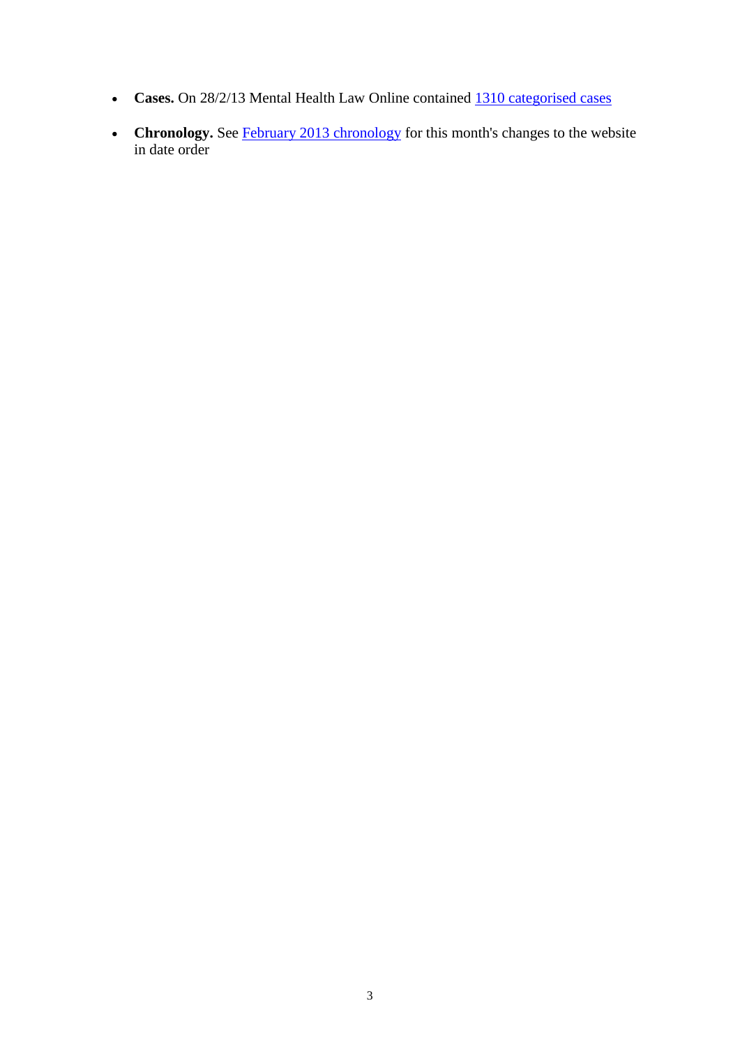- **Cases.** On 28/2/13 Mental Health Law Online contained 1310 categorised cases

- **Chronology.** See February 2013 chronology for this month's changes to the website in date order